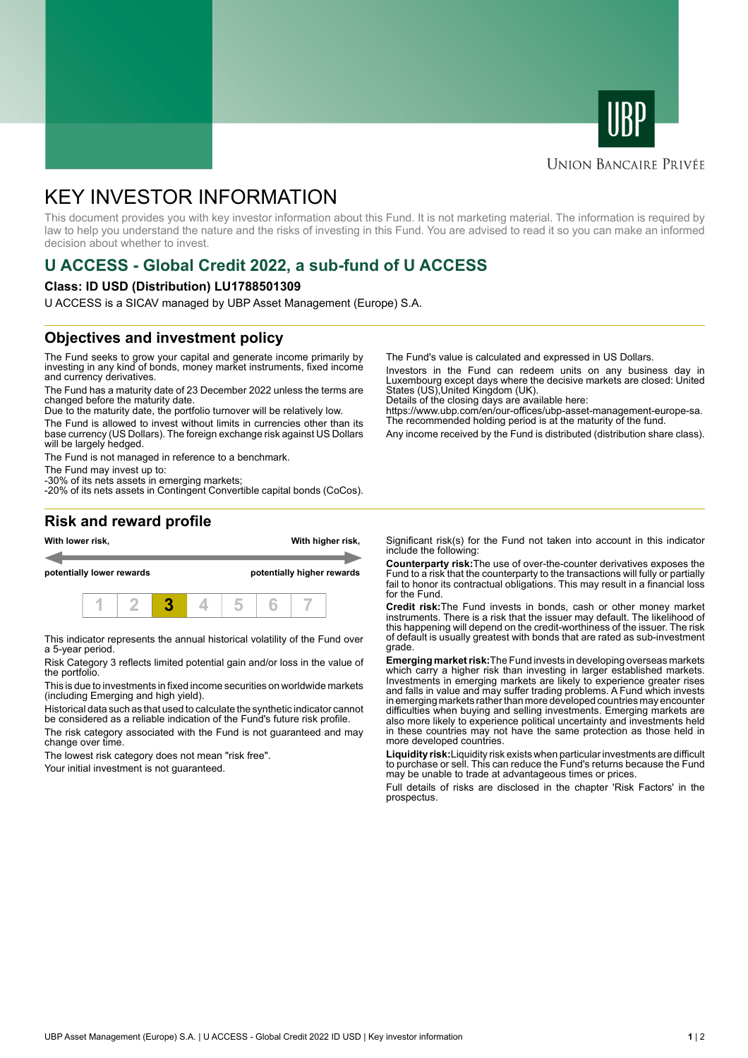UNION BANCAIRE PRIVÉE

# KEY INVESTOR INFORMATION

This document provides you with key investor information about this Fund. It is not marketing material. The information is required by law to help you understand the nature and the risks of investing in this Fund. You are advised to read it so you can make an informed decision about whether to invest.

## U ACCESS - Global Credit 2022, a sub-fund of U ACCESS

### Class: ID USD (Distribution) LU1788501309

U ACCESS is a SICAV managed by UBP Asset Management (Europe) S.A.

## Objectives and investment policy

The Fund seeks to grow your capital and generate income primarily by investing in any kind of bonds, money market instruments, fixed income and currency derivatives.

The Fund has a maturity date of 23 December 2022 unless the terms are changed before the maturity date.
Due to the maturity date, the portfolio turnover will be relatively low.

The Fund is allowed to invest without limits in currencies other than its base currency (US Dollars). The foreign exchange risk against US Dollars will be largely hedged.

The Fund is not managed in reference to a benchmark.

The Fund may invest up to:
-30% of its nets assets in emerging markets;
-20% of its nets assets in Contingent Convertible capital bonds (CoCos).

The Fund's value is calculated and expressed in US Dollars.

Investors in the Fund can redeem units on any business day in Luxembourg except days where the decisive markets are closed: United States (US),United Kingdom (UK).
Details of the closing days are available here:
https://www.ubp.com/en/our-offices/ubp-asset-management-europe-sa.
The recommended holding period is at the maturity of the fund.

Any income received by the Fund is distributed (distribution share class).

## Risk and reward profile

| With lower risk, potentially lower rewards | | | | | | With higher risk, potentially higher rewards |
|---|---|---|---|---|---|---|
| 1 | 2 | **3** | 4 | 5 | 6 | 7 |

This indicator represents the annual historical volatility of the Fund over a 5-year period.

Risk Category 3 reflects limited potential gain and/or loss in the value of the portfolio.

This is due to investments in fixed income securities on worldwide markets (including Emerging and high yield).

Historical data such as that used to calculate the synthetic indicator cannot be considered as a reliable indication of the Fund's future risk profile.

The risk category associated with the Fund is not guaranteed and may change over time.

The lowest risk category does not mean "risk free".

Your initial investment is not guaranteed.

Significant risk(s) for the Fund not taken into account in this indicator include the following:

**Counterparty risk:** The use of over-the-counter derivatives exposes the Fund to a risk that the counterparty to the transactions will fully or partially fail to honor its contractual obligations. This may result in a financial loss for the Fund.

**Credit risk:** The Fund invests in bonds, cash or other money market instruments. There is a risk that the issuer may default. The likelihood of this happening will depend on the credit-worthiness of the issuer. The risk of default is usually greatest with bonds that are rated as sub-investment grade.

**Emerging market risk:** The Fund invests in developing overseas markets which carry a higher risk than investing in larger established markets. Investments in emerging markets are likely to experience greater rises and falls in value and may suffer trading problems. A Fund which invests in emerging markets rather than more developed countries may encounter difficulties when buying and selling investments. Emerging markets are also more likely to experience political uncertainty and investments held in these countries may not have the same protection as those held in more developed countries.

**Liquidity risk:** Liquidity risk exists when particular investments are difficult to purchase or sell. This can reduce the Fund's returns because the Fund may be unable to trade at advantageous times or prices.

Full details of risks are disclosed in the chapter 'Risk Factors' in the prospectus.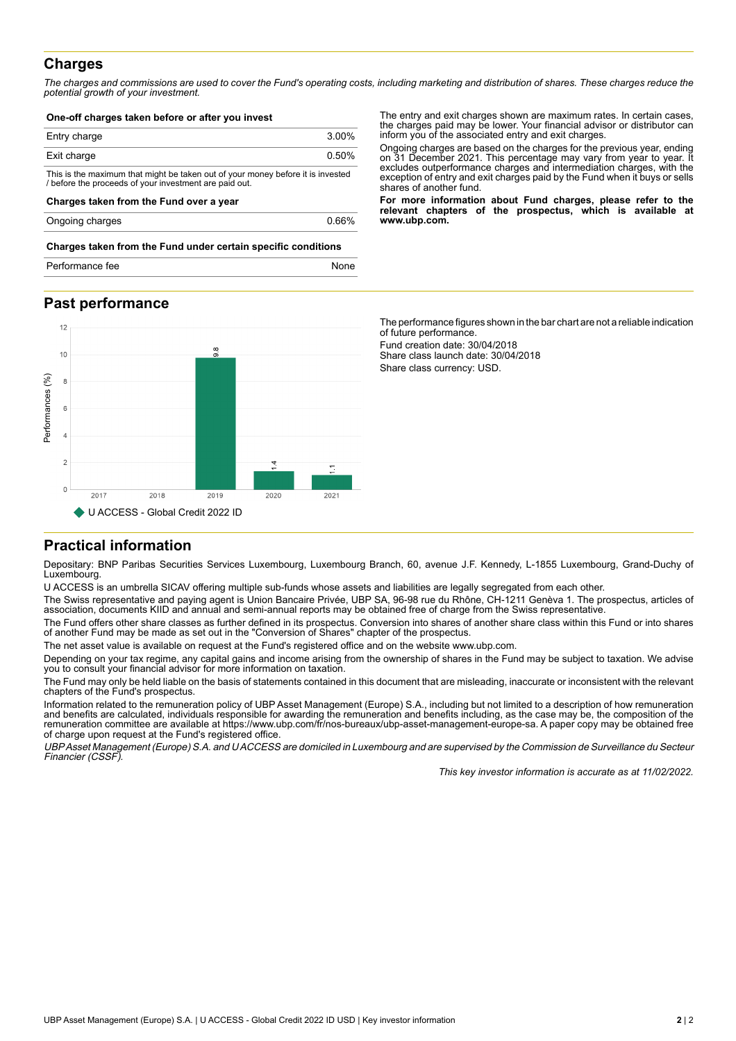## Charges

*The charges and commissions are used to cover the Fund's operating costs, including marketing and distribution of shares. These charges reduce the potential growth of your investment.*

| **One-off charges taken before or after you invest** | |
|---|---|
| Entry charge | 3.00% |
| Exit charge | 0.50% |

This is the maximum that might be taken out of your money before it is invested / before the proceeds of your investment are paid out.

| **Charges taken from the Fund over a year** | |
|---|---|
| Ongoing charges | 0.66% |

| **Charges taken from the Fund under certain specific conditions** | |
|---|---|
| Performance fee | None |

The entry and exit charges shown are maximum rates. In certain cases, the charges paid may be lower. Your financial advisor or distributor can inform you of the associated entry and exit charges.

Ongoing charges are based on the charges for the previous year, ending on 31 December 2021. This percentage may vary from year to year. It excludes outperformance charges and intermediation charges, with the exception of entry and exit charges paid by the Fund when it buys or sells shares of another fund.

**For more information about Fund charges, please refer to the relevant chapters of the prospectus, which is available at www.ubp.com.**

## Past performance

Performances (%)

12
10
8
6
4
2
0

2017
2018
2019
2020
2021

9.8
1.4
1.1

U ACCESS - Global Credit 2022 ID

The performance figures shown in the bar chart are not a reliable indication of future performance.

Fund creation date: 30/04/2018

Share class launch date: 30/04/2018

Share class currency: USD.

## Practical information

Depositary: BNP Paribas Securities Services Luxembourg, Luxembourg Branch, 60, avenue J.F. Kennedy, L-1855 Luxembourg, Grand-Duchy of Luxembourg.

U ACCESS is an umbrella SICAV offering multiple sub-funds whose assets and liabilities are legally segregated from each other.

The Swiss representative and paying agent is Union Bancaire Privée, UBP SA, 96-98 rue du Rhône, CH-1211 Genèva 1. The prospectus, articles of association, documents KIID and annual and semi-annual reports may be obtained free of charge from the Swiss representative.

The Fund offers other share classes as further defined in its prospectus. Conversion into shares of another share class within this Fund or into shares of another Fund may be made as set out in the "Conversion of Shares" chapter of the prospectus.

The net asset value is available on request at the Fund's registered office and on the website www.ubp.com.

Depending on your tax regime, any capital gains and income arising from the ownership of shares in the Fund may be subject to taxation. We advise you to consult your financial advisor for more information on taxation.

The Fund may only be held liable on the basis of statements contained in this document that are misleading, inaccurate or inconsistent with the relevant chapters of the Fund's prospectus.

Information related to the remuneration policy of UBP Asset Management (Europe) S.A., including but not limited to a description of how remuneration and benefits are calculated, individuals responsible for awarding the remuneration and benefits including, as the case may be, the composition of the remuneration committee are available at https://www.ubp.com/fr/nos-bureaux/ubp-asset-management-europe-sa. A paper copy may be obtained free of charge upon request at the Fund's registered office.

*UBP Asset Management (Europe) S.A. and U ACCESS are domiciled in Luxembourg and are supervised by the Commission de Surveillance du Secteur Financier (CSSF).*

*This key investor information is accurate as at 11/02/2022.*